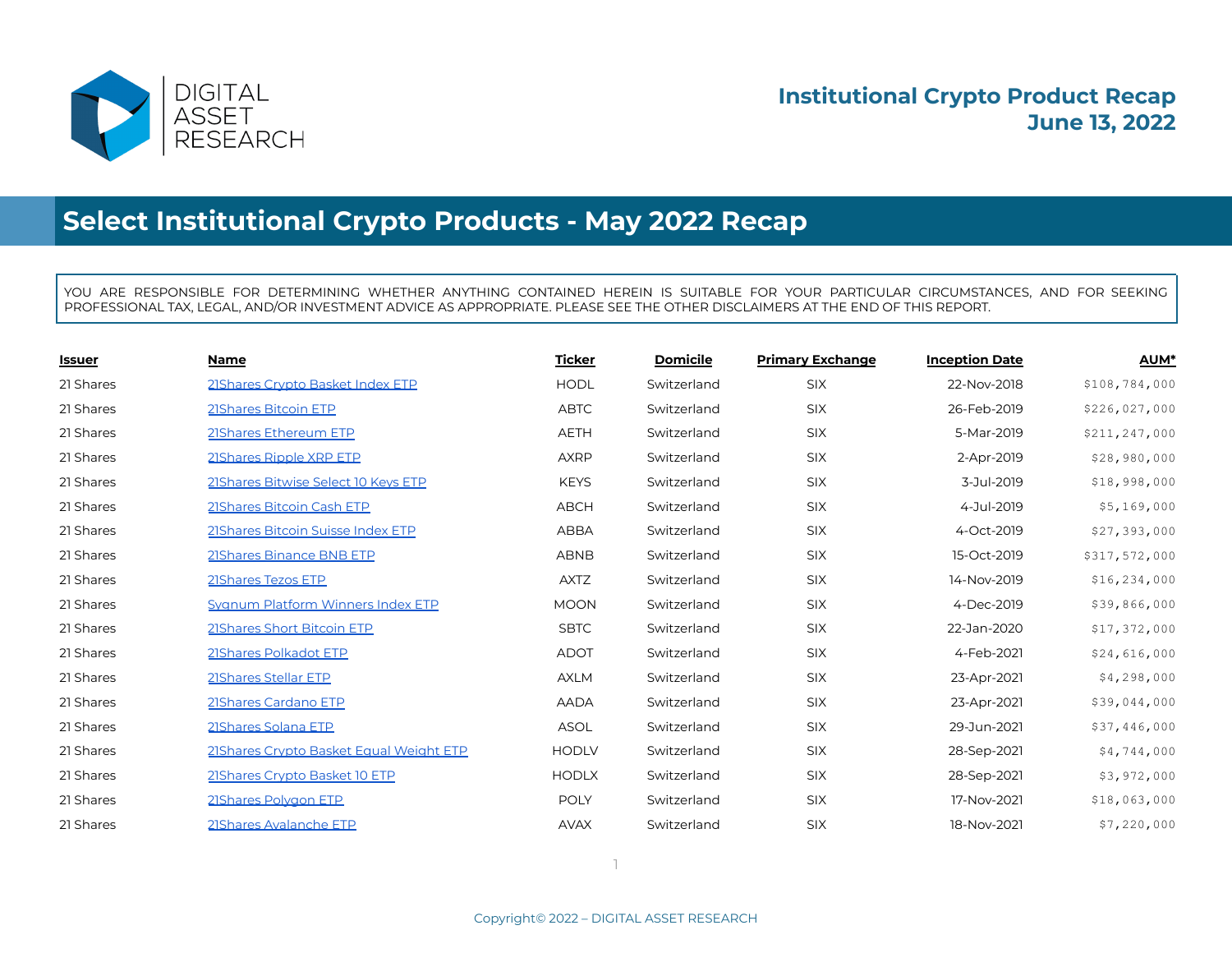DIGITAL ASSET RESEARCH

**Institutional Crypto Product Recap**
**June 13, 2022**

# Select Institutional Crypto Products - May 2022 Recap

YOU ARE RESPONSIBLE FOR DETERMINING WHETHER ANYTHING CONTAINED HEREIN IS SUITABLE FOR YOUR PARTICULAR CIRCUMSTANCES, AND FOR SEEKING PROFESSIONAL TAX, LEGAL, AND/OR INVESTMENT ADVICE AS APPROPRIATE. PLEASE SEE THE OTHER DISCLAIMERS AT THE END OF THIS REPORT.

| Issuer | Name | Ticker | Domicile | Primary Exchange | Inception Date | AUM* |
|---|---|---|---|---|---|---|
| 21 Shares | 21Shares Crypto Basket Index ETP | HODL | Switzerland | SIX | 22-Nov-2018 | $108,784,000 |
| 21 Shares | 21Shares Bitcoin ETP | ABTC | Switzerland | SIX | 26-Feb-2019 | $226,027,000 |
| 21 Shares | 21Shares Ethereum ETP | AETH | Switzerland | SIX | 5-Mar-2019 | $211,247,000 |
| 21 Shares | 21Shares Ripple XRP ETP | AXRP | Switzerland | SIX | 2-Apr-2019 | $28,980,000 |
| 21 Shares | 21Shares Bitwise Select 10 Keys ETP | KEYS | Switzerland | SIX | 3-Jul-2019 | $18,998,000 |
| 21 Shares | 21Shares Bitcoin Cash ETP | ABCH | Switzerland | SIX | 4-Jul-2019 | $5,169,000 |
| 21 Shares | 21Shares Bitcoin Suisse Index ETP | ABBA | Switzerland | SIX | 4-Oct-2019 | $27,393,000 |
| 21 Shares | 21Shares Binance BNB ETP | ABNB | Switzerland | SIX | 15-Oct-2019 | $317,572,000 |
| 21 Shares | 21Shares Tezos ETP | AXTZ | Switzerland | SIX | 14-Nov-2019 | $16,234,000 |
| 21 Shares | Sygnum Platform Winners Index ETP | MOON | Switzerland | SIX | 4-Dec-2019 | $39,866,000 |
| 21 Shares | 21Shares Short Bitcoin ETP | SBTC | Switzerland | SIX | 22-Jan-2020 | $17,372,000 |
| 21 Shares | 21Shares Polkadot ETP | ADOT | Switzerland | SIX | 4-Feb-2021 | $24,616,000 |
| 21 Shares | 21Shares Stellar ETP | AXLM | Switzerland | SIX | 23-Apr-2021 | $4,298,000 |
| 21 Shares | 21Shares Cardano ETP | AADA | Switzerland | SIX | 23-Apr-2021 | $39,044,000 |
| 21 Shares | 21Shares Solana ETP | ASOL | Switzerland | SIX | 29-Jun-2021 | $37,446,000 |
| 21 Shares | 21Shares Crypto Basket Equal Weight ETP | HODLV | Switzerland | SIX | 28-Sep-2021 | $4,744,000 |
| 21 Shares | 21Shares Crypto Basket 10 ETP | HODLX | Switzerland | SIX | 28-Sep-2021 | $3,972,000 |
| 21 Shares | 21Shares Polygon ETP | POLY | Switzerland | SIX | 17-Nov-2021 | $18,063,000 |
| 21 Shares | 21Shares Avalanche ETP | AVAX | Switzerland | SIX | 18-Nov-2021 | $7,220,000 |

Copyright© 2022 – DIGITAL ASSET RESEARCH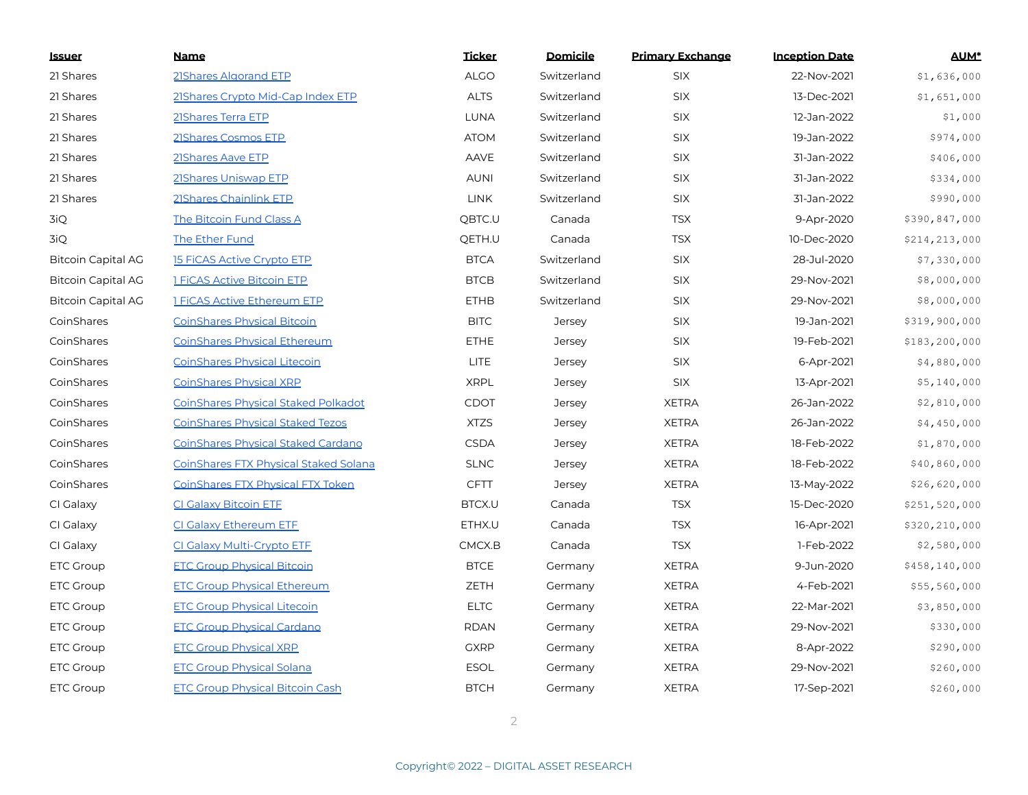| Issuer | Name | Ticker | Domicile | Primary Exchange | Inception Date | AUM* |
|---|---|---|---|---|---|---|
| 21 Shares | 21Shares Algorand ETP | ALGO | Switzerland | SIX | 22-Nov-2021 | $1,636,000 |
| 21 Shares | 21Shares Crypto Mid-Cap Index ETP | ALTS | Switzerland | SIX | 13-Dec-2021 | $1,651,000 |
| 21 Shares | 21Shares Terra ETP | LUNA | Switzerland | SIX | 12-Jan-2022 | $1,000 |
| 21 Shares | 21Shares Cosmos ETP | ATOM | Switzerland | SIX | 19-Jan-2022 | $974,000 |
| 21 Shares | 21Shares Aave ETP | AAVE | Switzerland | SIX | 31-Jan-2022 | $406,000 |
| 21 Shares | 21Shares Uniswap ETP | AUNI | Switzerland | SIX | 31-Jan-2022 | $334,000 |
| 21 Shares | 21Shares Chainlink ETP | LINK | Switzerland | SIX | 31-Jan-2022 | $990,000 |
| 3iQ | The Bitcoin Fund Class A | QBTC.U | Canada | TSX | 9-Apr-2020 | $390,847,000 |
| 3iQ | The Ether Fund | QETH.U | Canada | TSX | 10-Dec-2020 | $214,213,000 |
| Bitcoin Capital AG | 15 FiCAS Active Crypto ETP | BTCA | Switzerland | SIX | 28-Jul-2020 | $7,330,000 |
| Bitcoin Capital AG | 1 FiCAS Active Bitcoin ETP | BTCB | Switzerland | SIX | 29-Nov-2021 | $8,000,000 |
| Bitcoin Capital AG | 1 FiCAS Active Ethereum ETP | ETHB | Switzerland | SIX | 29-Nov-2021 | $8,000,000 |
| CoinShares | CoinShares Physical Bitcoin | BITC | Jersey | SIX | 19-Jan-2021 | $319,900,000 |
| CoinShares | CoinShares Physical Ethereum | ETHE | Jersey | SIX | 19-Feb-2021 | $183,200,000 |
| CoinShares | CoinShares Physical Litecoin | LITE | Jersey | SIX | 6-Apr-2021 | $4,880,000 |
| CoinShares | CoinShares Physical XRP | XRPL | Jersey | SIX | 13-Apr-2021 | $5,140,000 |
| CoinShares | CoinShares Physical Staked Polkadot | CDOT | Jersey | XETRA | 26-Jan-2022 | $2,810,000 |
| CoinShares | CoinShares Physical Staked Tezos | XTZS | Jersey | XETRA | 26-Jan-2022 | $4,450,000 |
| CoinShares | CoinShares Physical Staked Cardano | CSDA | Jersey | XETRA | 18-Feb-2022 | $1,870,000 |
| CoinShares | CoinShares FTX Physical Staked Solana | SLNC | Jersey | XETRA | 18-Feb-2022 | $40,860,000 |
| CoinShares | CoinShares FTX Physical FTX Token | CFTT | Jersey | XETRA | 13-May-2022 | $26,620,000 |
| CI Galaxy | CI Galaxy Bitcoin ETF | BTCX.U | Canada | TSX | 15-Dec-2020 | $251,520,000 |
| CI Galaxy | CI Galaxy Ethereum ETF | ETHX.U | Canada | TSX | 16-Apr-2021 | $320,210,000 |
| CI Galaxy | CI Galaxy Multi-Crypto ETF | CMCX.B | Canada | TSX | 1-Feb-2022 | $2,580,000 |
| ETC Group | ETC Group Physical Bitcoin | BTCE | Germany | XETRA | 9-Jun-2020 | $458,140,000 |
| ETC Group | ETC Group Physical Ethereum | ZETH | Germany | XETRA | 4-Feb-2021 | $55,560,000 |
| ETC Group | ETC Group Physical Litecoin | ELTC | Germany | XETRA | 22-Mar-2021 | $3,850,000 |
| ETC Group | ETC Group Physical Cardano | RDAN | Germany | XETRA | 29-Nov-2021 | $330,000 |
| ETC Group | ETC Group Physical XRP | GXRP | Germany | XETRA | 8-Apr-2022 | $290,000 |
| ETC Group | ETC Group Physical Solana | ESOL | Germany | XETRA | 29-Nov-2021 | $260,000 |
| ETC Group | ETC Group Physical Bitcoin Cash | BTCH | Germany | XETRA | 17-Sep-2021 | $260,000 |

Copyright© 2022 – DIGITAL ASSET RESEARCH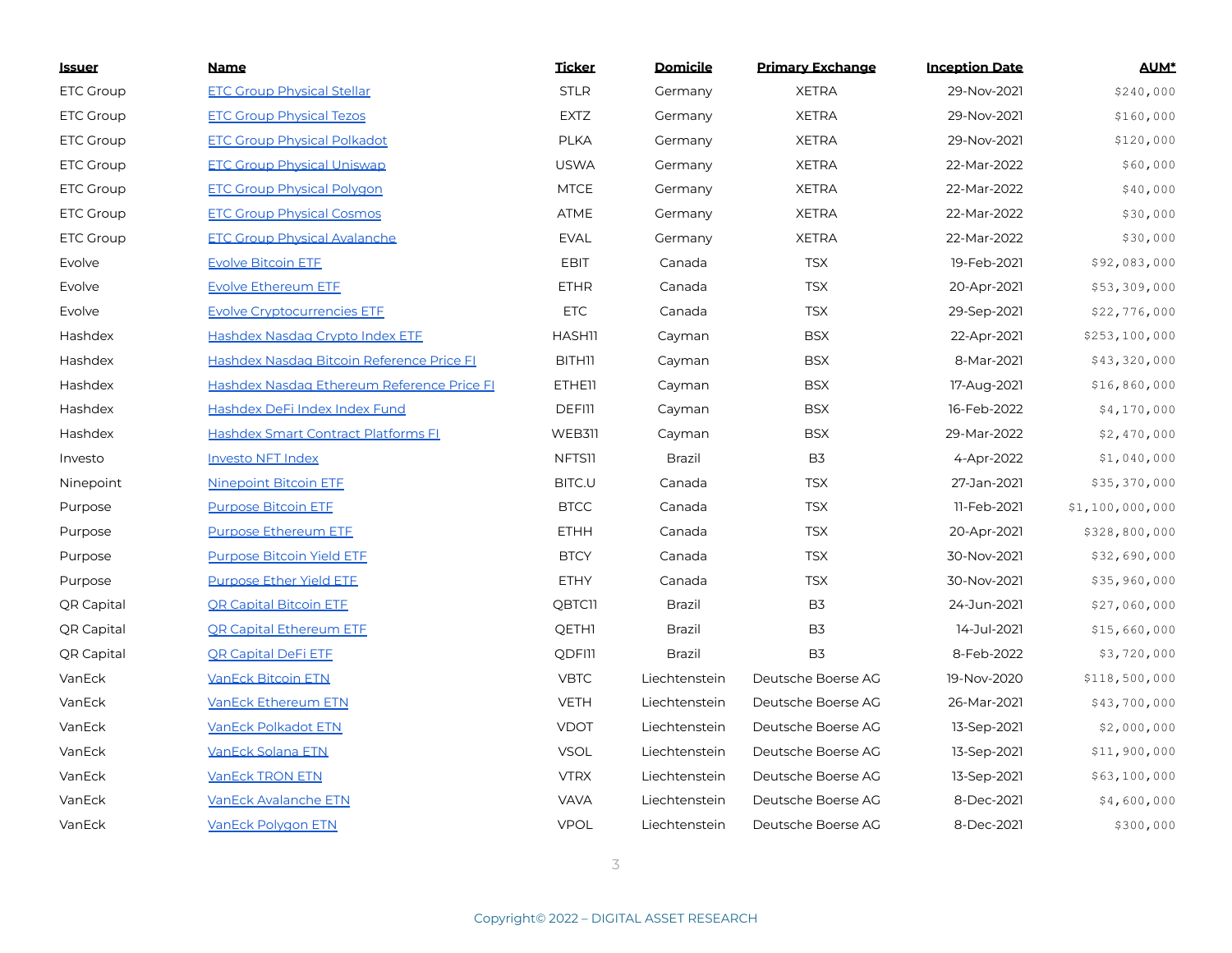| Issuer | Name | Ticker | Domicile | Primary Exchange | Inception Date | AUM* |
|---|---|---|---|---|---|---|
| ETC Group | ETC Group Physical Stellar | STLR | Germany | XETRA | 29-Nov-2021 | $240,000 |
| ETC Group | ETC Group Physical Tezos | EXTZ | Germany | XETRA | 29-Nov-2021 | $160,000 |
| ETC Group | ETC Group Physical Polkadot | PLKA | Germany | XETRA | 29-Nov-2021 | $120,000 |
| ETC Group | ETC Group Physical Uniswap | USWA | Germany | XETRA | 22-Mar-2022 | $60,000 |
| ETC Group | ETC Group Physical Polygon | MTCE | Germany | XETRA | 22-Mar-2022 | $40,000 |
| ETC Group | ETC Group Physical Cosmos | ATME | Germany | XETRA | 22-Mar-2022 | $30,000 |
| ETC Group | ETC Group Physical Avalanche | EVAL | Germany | XETRA | 22-Mar-2022 | $30,000 |
| Evolve | Evolve Bitcoin ETF | EBIT | Canada | TSX | 19-Feb-2021 | $92,083,000 |
| Evolve | Evolve Ethereum ETF | ETHR | Canada | TSX | 20-Apr-2021 | $53,309,000 |
| Evolve | Evolve Cryptocurrencies ETF | ETC | Canada | TSX | 29-Sep-2021 | $22,776,000 |
| Hashdex | Hashdex Nasdaq Crypto Index ETF | HASH11 | Cayman | BSX | 22-Apr-2021 | $253,100,000 |
| Hashdex | Hashdex Nasdaq Bitcoin Reference Price FI | BITH11 | Cayman | BSX | 8-Mar-2021 | $43,320,000 |
| Hashdex | Hashdex Nasdaq Ethereum Reference Price FI | ETHE11 | Cayman | BSX | 17-Aug-2021 | $16,860,000 |
| Hashdex | Hashdex DeFi Index Index Fund | DEFI11 | Cayman | BSX | 16-Feb-2022 | $4,170,000 |
| Hashdex | Hashdex Smart Contract Platforms FI | WEB311 | Cayman | BSX | 29-Mar-2022 | $2,470,000 |
| Investo | Investo NFT Index | NFTS11 | Brazil | B3 | 4-Apr-2022 | $1,040,000 |
| Ninepoint | Ninepoint Bitcoin ETF | BITC.U | Canada | TSX | 27-Jan-2021 | $35,370,000 |
| Purpose | Purpose Bitcoin ETF | BTCC | Canada | TSX | 11-Feb-2021 | $1,100,000,000 |
| Purpose | Purpose Ethereum ETF | ETHH | Canada | TSX | 20-Apr-2021 | $328,800,000 |
| Purpose | Purpose Bitcoin Yield ETF | BTCY | Canada | TSX | 30-Nov-2021 | $32,690,000 |
| Purpose | Purpose Ether Yield ETF | ETHY | Canada | TSX | 30-Nov-2021 | $35,960,000 |
| QR Capital | QR Capital Bitcoin ETF | QBTC11 | Brazil | B3 | 24-Jun-2021 | $27,060,000 |
| QR Capital | QR Capital Ethereum ETF | QETH11 | Brazil | B3 | 14-Jul-2021 | $15,660,000 |
| QR Capital | QR Capital DeFi ETF | QDFI11 | Brazil | B3 | 8-Feb-2022 | $3,720,000 |
| VanEck | VanEck Bitcoin ETN | VBTC | Liechtenstein | Deutsche Boerse AG | 19-Nov-2020 | $118,500,000 |
| VanEck | VanEck Ethereum ETN | VETH | Liechtenstein | Deutsche Boerse AG | 26-Mar-2021 | $43,700,000 |
| VanEck | VanEck Polkadot ETN | VDOT | Liechtenstein | Deutsche Boerse AG | 13-Sep-2021 | $2,000,000 |
| VanEck | VanEck Solana ETN | VSOL | Liechtenstein | Deutsche Boerse AG | 13-Sep-2021 | $11,900,000 |
| VanEck | VanEck TRON ETN | VTRX | Liechtenstein | Deutsche Boerse AG | 13-Sep-2021 | $63,100,000 |
| VanEck | VanEck Avalanche ETN | VAVA | Liechtenstein | Deutsche Boerse AG | 8-Dec-2021 | $4,600,000 |
| VanEck | VanEck Polygon ETN | VPOL | Liechtenstein | Deutsche Boerse AG | 8-Dec-2021 | $300,000 |

Copyright© 2022 – DIGITAL ASSET RESEARCH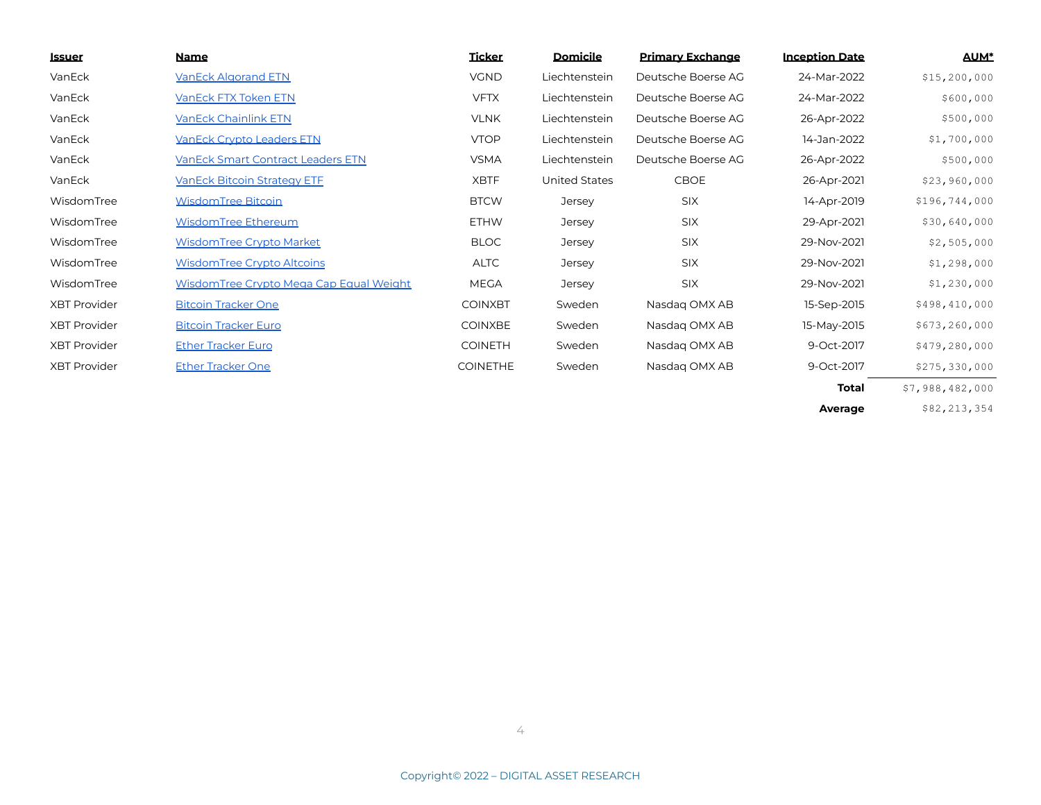| Issuer | Name | Ticker | Domicile | Primary Exchange | Inception Date | AUM* |
|---|---|---|---|---|---|---|
| VanEck | VanEck Algorand ETN | VGND | Liechtenstein | Deutsche Boerse AG | 24-Mar-2022 | $15,200,000 |
| VanEck | VanEck FTX Token ETN | VFTX | Liechtenstein | Deutsche Boerse AG | 24-Mar-2022 | $600,000 |
| VanEck | VanEck Chainlink ETN | VLNK | Liechtenstein | Deutsche Boerse AG | 26-Apr-2022 | $500,000 |
| VanEck | VanEck Crypto Leaders ETN | VTOP | Liechtenstein | Deutsche Boerse AG | 14-Jan-2022 | $1,700,000 |
| VanEck | VanEck Smart Contract Leaders ETN | VSMA | Liechtenstein | Deutsche Boerse AG | 26-Apr-2022 | $500,000 |
| VanEck | VanEck Bitcoin Strategy ETF | XBTF | United States | CBOE | 26-Apr-2021 | $23,960,000 |
| WisdomTree | WisdomTree Bitcoin | BTCW | Jersey | SIX | 14-Apr-2019 | $196,744,000 |
| WisdomTree | WisdomTree Ethereum | ETHW | Jersey | SIX | 29-Apr-2021 | $30,640,000 |
| WisdomTree | WisdomTree Crypto Market | BLOC | Jersey | SIX | 29-Nov-2021 | $2,505,000 |
| WisdomTree | WisdomTree Crypto Altcoins | ALTC | Jersey | SIX | 29-Nov-2021 | $1,298,000 |
| WisdomTree | WisdomTree Crypto Mega Cap Equal Weight | MEGA | Jersey | SIX | 29-Nov-2021 | $1,230,000 |
| XBT Provider | Bitcoin Tracker One | COINXBT | Sweden | Nasdaq OMX AB | 15-Sep-2015 | $498,410,000 |
| XBT Provider | Bitcoin Tracker Euro | COINXBE | Sweden | Nasdaq OMX AB | 15-May-2015 | $673,260,000 |
| XBT Provider | Ether Tracker Euro | COINETH | Sweden | Nasdaq OMX AB | 9-Oct-2017 | $479,280,000 |
| XBT Provider | Ether Tracker One | COINETHE | Sweden | Nasdaq OMX AB | 9-Oct-2017 | $275,330,000 |
| | | | | | **Total** | $7,988,482,000 |
| | | | | | **Average** | $82,213,354 |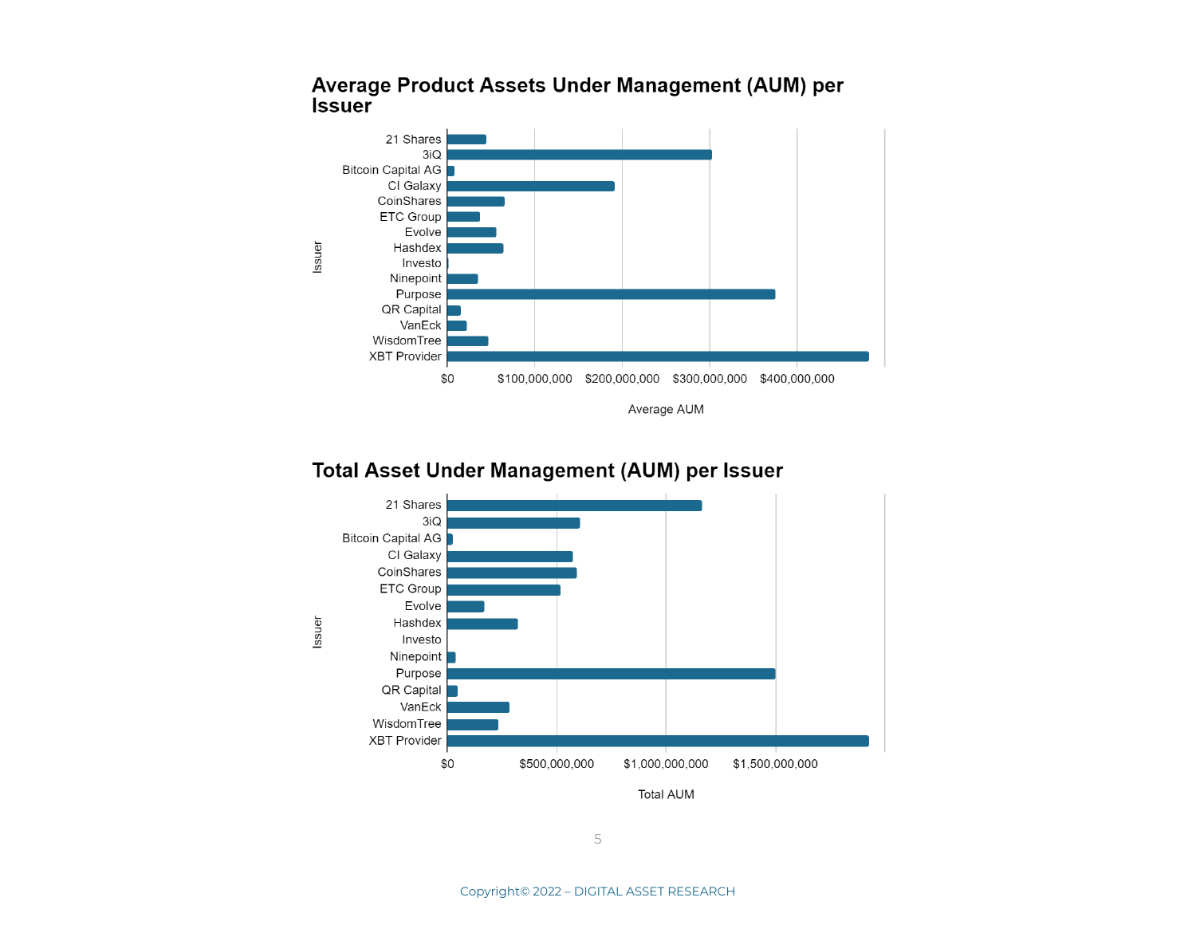## Average Product Assets Under Management (AUM) per Issuer

Issuer

21 Shares
3iQ
Bitcoin Capital AG
CI Galaxy
CoinShares
ETC Group
Evolve
Hashdex
Investo
Ninepoint
Purpose
QR Capital
VanEck
WisdomTree
XBT Provider

$0 $100,000,000 $200,000,000 $300,000,000 $400,000,000

Average AUM

## Total Asset Under Management (AUM) per Issuer

Issuer

21 Shares
3iQ
Bitcoin Capital AG
CI Galaxy
CoinShares
ETC Group
Evolve
Hashdex
Investo
Ninepoint
Purpose
QR Capital
VanEck
WisdomTree
XBT Provider

$0 $500,000,000 $1,000,000,000 $1,500,000,000

Total AUM

Copyright© 2022 – DIGITAL ASSET RESEARCH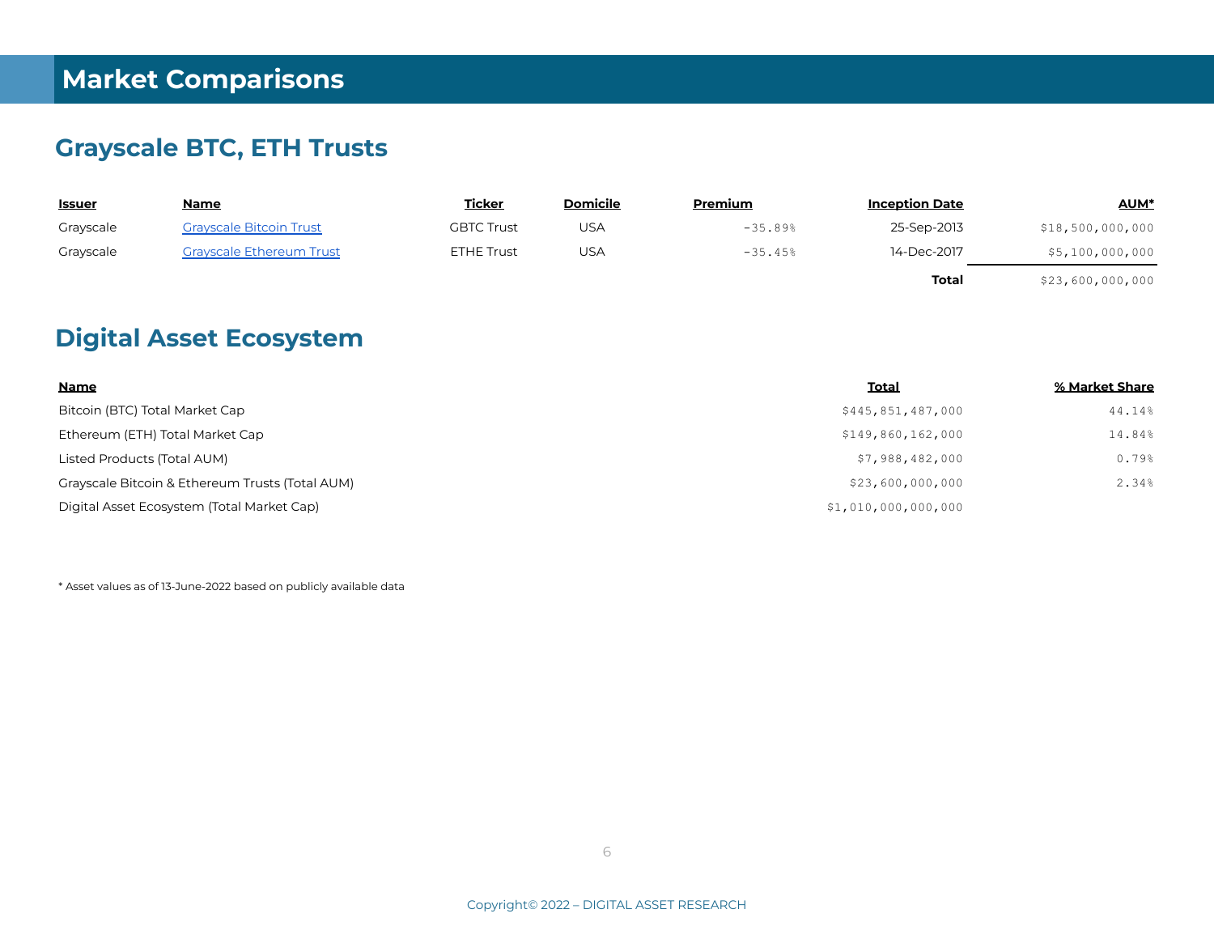# Market Comparisons

## Grayscale BTC, ETH Trusts

| Issuer | Name | Ticker | Domicile | Premium | Inception Date | AUM* |
|---|---|---|---|---|---|---|
| Grayscale | Grayscale Bitcoin Trust | GBTC Trust | USA | -35.89% | 25-Sep-2013 | $18,500,000,000 |
| Grayscale | Grayscale Ethereum Trust | ETHE Trust | USA | -35.45% | 14-Dec-2017 | $5,100,000,000 |
| | | | | | **Total** | $23,600,000,000 |

## Digital Asset Ecosystem

| Name | Total | % Market Share |
|---|---|---|
| Bitcoin (BTC) Total Market Cap | $445,851,487,000 | 44.14% |
| Ethereum (ETH) Total Market Cap | $149,860,162,000 | 14.84% |
| Listed Products (Total AUM) | $7,988,482,000 | 0.79% |
| Grayscale Bitcoin & Ethereum Trusts (Total AUM) | $23,600,000,000 | 2.34% |
| Digital Asset Ecosystem (Total Market Cap) | $1,010,000,000,000 | |

* Asset values as of 13-June-2022 based on publicly available data

Copyright© 2022 – DIGITAL ASSET RESEARCH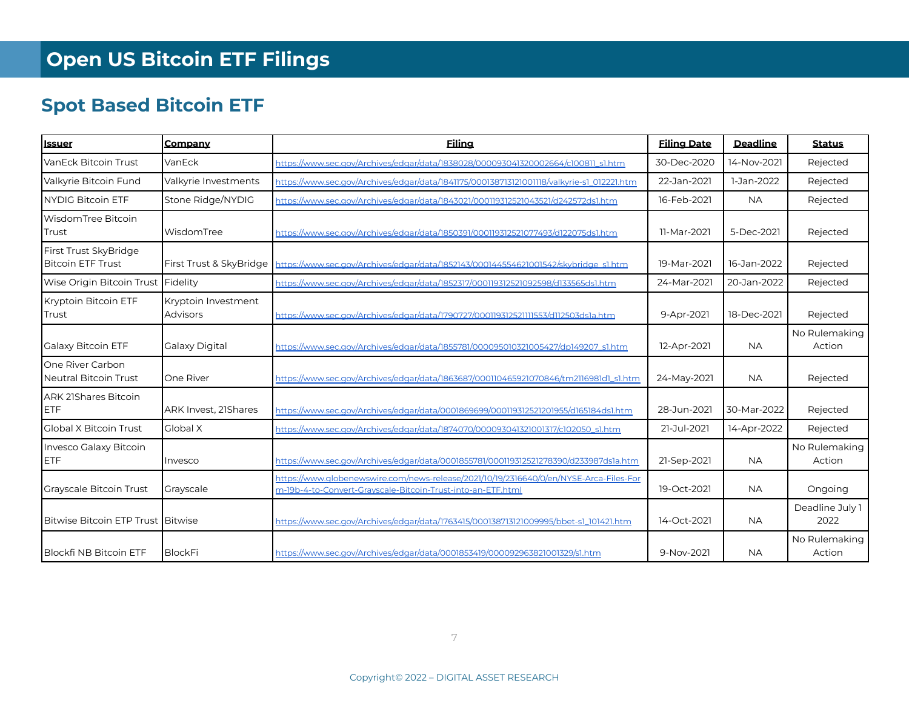# Open US Bitcoin ETF Filings

## Spot Based Bitcoin ETF

| Issuer | Company | Filing | Filing Date | Deadline | Status |
|---|---|---|---|---|---|
| VanEck Bitcoin Trust | VanEck | https://www.sec.gov/Archives/edgar/data/1838028/000093041320002664/c100811_s1.htm | 30-Dec-2020 | 14-Nov-2021 | Rejected |
| Valkyrie Bitcoin Fund | Valkyrie Investments | https://www.sec.gov/Archives/edgar/data/1841175/000138713121001118/valkyrie-s1_012221.htm | 22-Jan-2021 | 1-Jan-2022 | Rejected |
| NYDIG Bitcoin ETF | Stone Ridge/NYDIG | https://www.sec.gov/Archives/edgar/data/1843021/000119312521043521/d242572ds1.htm | 16-Feb-2021 | NA | Rejected |
| WisdomTree Bitcoin Trust | WisdomTree | https://www.sec.gov/Archives/edgar/data/1850391/000119312521077493/d122075ds1.htm | 11-Mar-2021 | 5-Dec-2021 | Rejected |
| First Trust SkyBridge Bitcoin ETF Trust | First Trust & SkyBridge | https://www.sec.gov/Archives/edgar/data/1852143/000144554621001542/skybridge_s1.htm | 19-Mar-2021 | 16-Jan-2022 | Rejected |
| Wise Origin Bitcoin Trust | Fidelity | https://www.sec.gov/Archives/edgar/data/1852317/000119312521092598/d133565ds1.htm | 24-Mar-2021 | 20-Jan-2022 | Rejected |
| Kryptoin Bitcoin ETF Trust | Kryptoin Investment Advisors | https://www.sec.gov/Archives/edgar/data/1790727/000119312521111553/d112503ds1a.htm | 9-Apr-2021 | 18-Dec-2021 | Rejected |
| Galaxy Bitcoin ETF | Galaxy Digital | https://www.sec.gov/Archives/edgar/data/1855781/000095010321005427/dp149207_s1.htm | 12-Apr-2021 | NA | No Rulemaking Action |
| One River Carbon Neutral Bitcoin Trust | One River | https://www.sec.gov/Archives/edgar/data/1863687/000110465921070846/tm2116981d1_s1.htm | 24-May-2021 | NA | Rejected |
| ARK 21Shares Bitcoin ETF | ARK Invest, 21Shares | https://www.sec.gov/Archives/edgar/data/0001869699/000119312521201955/d165184ds1.htm | 28-Jun-2021 | 30-Mar-2022 | Rejected |
| Global X Bitcoin Trust | Global X | https://www.sec.gov/Archives/edgar/data/1874070/000093041321001317/c102050_s1.htm | 21-Jul-2021 | 14-Apr-2022 | Rejected |
| Invesco Galaxy Bitcoin ETF | Invesco | https://www.sec.gov/Archives/edgar/data/0001855781/000119312521278390/d233987ds1a.htm | 21-Sep-2021 | NA | No Rulemaking Action |
| Grayscale Bitcoin Trust | Grayscale | https://www.globenewswire.com/news-release/2021/10/19/2316640/0/en/NYSE-Arca-Files-Form-19b-4-to-Convert-Grayscale-Bitcoin-Trust-into-an-ETF.html | 19-Oct-2021 | NA | Ongoing |
| Bitwise Bitcoin ETP Trust | Bitwise | https://www.sec.gov/Archives/edgar/data/1763415/000138713121009995/bbet-s1_101421.htm | 14-Oct-2021 | NA | Deadline July 1 2022 |
| Blockfi NB Bitcoin ETF | BlockFi | https://www.sec.gov/Archives/edgar/data/0001853419/000092963821001329/s1.htm | 9-Nov-2021 | NA | No Rulemaking Action |

Copyright© 2022 – DIGITAL ASSET RESEARCH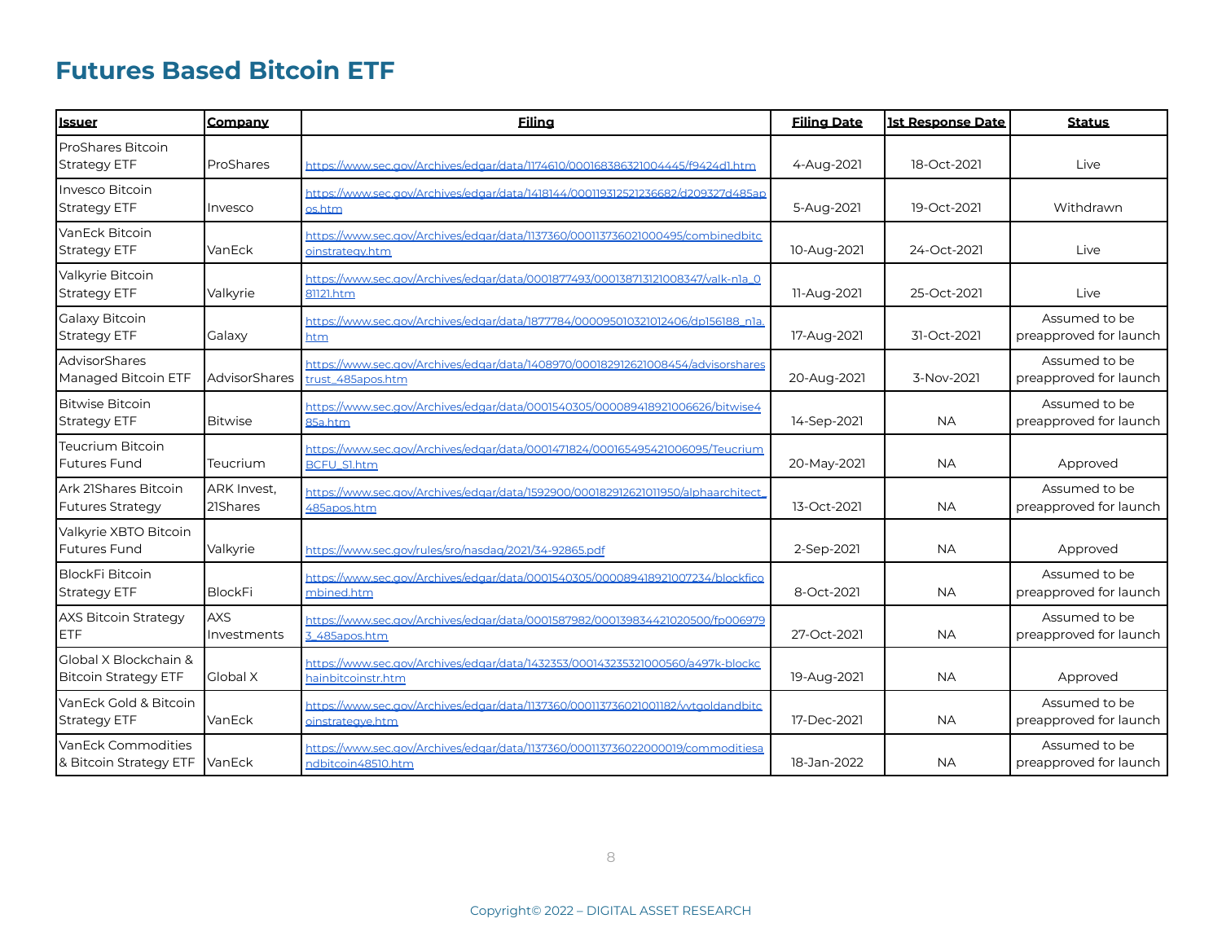# Futures Based Bitcoin ETF

| Issuer | Company | Filing | Filing Date | 1st Response Date | Status |
| --- | --- | --- | --- | --- | --- |
| ProShares Bitcoin Strategy ETF | ProShares | https://www.sec.gov/Archives/edgar/data/1174610/000168386321004445/f9424d1.htm | 4-Aug-2021 | 18-Oct-2021 | Live |
| Invesco Bitcoin Strategy ETF | Invesco | https://www.sec.gov/Archives/edgar/data/1418144/000119312521236682/d209327d485apos.htm | 5-Aug-2021 | 19-Oct-2021 | Withdrawn |
| VanEck Bitcoin Strategy ETF | VanEck | https://www.sec.gov/Archives/edgar/data/1137360/000113736021000495/combinedbitcoinstrategy.htm | 10-Aug-2021 | 24-Oct-2021 | Live |
| Valkyrie Bitcoin Strategy ETF | Valkyrie | https://www.sec.gov/Archives/edgar/data/0001877493/000138713121008347/valk-n1a_081121.htm | 11-Aug-2021 | 25-Oct-2021 | Live |
| Galaxy Bitcoin Strategy ETF | Galaxy | https://www.sec.gov/Archives/edgar/data/1877784/000095010321012406/dp156188_n1a.htm | 17-Aug-2021 | 31-Oct-2021 | Assumed to be preapproved for launch |
| AdvisorShares Managed Bitcoin ETF | AdvisorShares | https://www.sec.gov/Archives/edgar/data/1408970/000182912621008454/advisorsharestrust_485apos.htm | 20-Aug-2021 | 3-Nov-2021 | Assumed to be preapproved for launch |
| Bitwise Bitcoin Strategy ETF | Bitwise | https://www.sec.gov/Archives/edgar/data/0001540305/000089418921006626/bitwise485a.htm | 14-Sep-2021 | NA | Assumed to be preapproved for launch |
| Teucrium Bitcoin Futures Fund | Teucrium | https://www.sec.gov/Archives/edgar/data/0001471824/000165495421006095/TeucriumBCFU_S1.htm | 20-May-2021 | NA | Approved |
| Ark 21Shares Bitcoin Futures Strategy | ARK Invest, 21Shares | https://www.sec.gov/Archives/edgar/data/1592900/000182912621011950/alphaarchitect_485apos.htm | 13-Oct-2021 | NA | Assumed to be preapproved for launch |
| Valkyrie XBTO Bitcoin Futures Fund | Valkyrie | https://www.sec.gov/rules/sro/nasdaq/2021/34-92865.pdf | 2-Sep-2021 | NA | Approved |
| BlockFi Bitcoin Strategy ETF | BlockFi | https://www.sec.gov/Archives/edgar/data/0001540305/000089418921007234/blockficombined.htm | 8-Oct-2021 | NA | Assumed to be preapproved for launch |
| AXS Bitcoin Strategy ETF | AXS Investments | https://www.sec.gov/Archives/edgar/data/0001587982/000139834421020500/fp0069793_485apos.htm | 27-Oct-2021 | NA | Assumed to be preapproved for launch |
| Global X Blockchain & Bitcoin Strategy ETF | Global X | https://www.sec.gov/Archives/edgar/data/1432353/000143235321000560/a497k-blockchainbitcoinstr.htm | 19-Aug-2021 | NA | Approved |
| VanEck Gold & Bitcoin Strategy ETF | VanEck | https://www.sec.gov/Archives/edgar/data/1137360/000113736021001182/vtgoldandbitcoinstrategye.htm | 17-Dec-2021 | NA | Assumed to be preapproved for launch |
| VanEck Commodities & Bitcoin Strategy ETF | VanEck | https://www.sec.gov/Archives/edgar/data/1137360/000113736022000019/commoditiesandbitcoin48510.htm | 18-Jan-2022 | NA | Assumed to be preapproved for launch |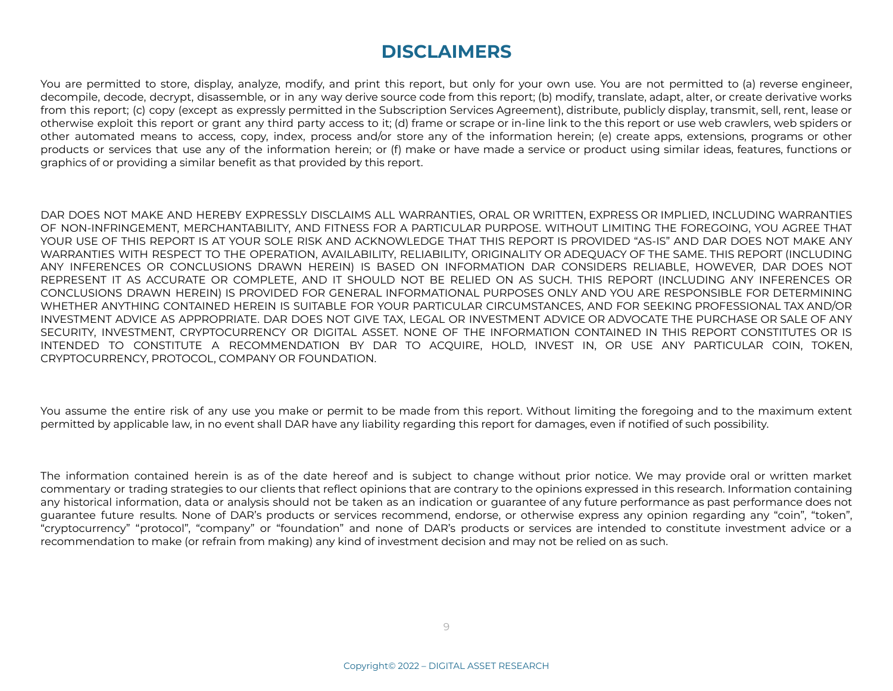# DISCLAIMERS

You are permitted to store, display, analyze, modify, and print this report, but only for your own use. You are not permitted to (a) reverse engineer, decompile, decode, decrypt, disassemble, or in any way derive source code from this report; (b) modify, translate, adapt, alter, or create derivative works from this report; (c) copy (except as expressly permitted in the Subscription Services Agreement), distribute, publicly display, transmit, sell, rent, lease or otherwise exploit this report or grant any third party access to it; (d) frame or scrape or in-line link to the this report or use web crawlers, web spiders or other automated means to access, copy, index, process and/or store any of the information herein; (e) create apps, extensions, programs or other products or services that use any of the information herein; or (f) make or have made a service or product using similar ideas, features, functions or graphics of or providing a similar benefit as that provided by this report.

DAR DOES NOT MAKE AND HEREBY EXPRESSLY DISCLAIMS ALL WARRANTIES, ORAL OR WRITTEN, EXPRESS OR IMPLIED, INCLUDING WARRANTIES OF NON-INFRINGEMENT, MERCHANTABILITY, AND FITNESS FOR A PARTICULAR PURPOSE. WITHOUT LIMITING THE FOREGOING, YOU AGREE THAT YOUR USE OF THIS REPORT IS AT YOUR SOLE RISK AND ACKNOWLEDGE THAT THIS REPORT IS PROVIDED "AS-IS" AND DAR DOES NOT MAKE ANY WARRANTIES WITH RESPECT TO THE OPERATION, AVAILABILITY, RELIABILITY, ORIGINALITY OR ADEQUACY OF THE SAME. THIS REPORT (INCLUDING ANY INFERENCES OR CONCLUSIONS DRAWN HEREIN) IS BASED ON INFORMATION DAR CONSIDERS RELIABLE, HOWEVER, DAR DOES NOT REPRESENT IT AS ACCURATE OR COMPLETE, AND IT SHOULD NOT BE RELIED ON AS SUCH. THIS REPORT (INCLUDING ANY INFERENCES OR CONCLUSIONS DRAWN HEREIN) IS PROVIDED FOR GENERAL INFORMATIONAL PURPOSES ONLY AND YOU ARE RESPONSIBLE FOR DETERMINING WHETHER ANYTHING CONTAINED HEREIN IS SUITABLE FOR YOUR PARTICULAR CIRCUMSTANCES, AND FOR SEEKING PROFESSIONAL TAX AND/OR INVESTMENT ADVICE AS APPROPRIATE. DAR DOES NOT GIVE TAX, LEGAL OR INVESTMENT ADVICE OR ADVOCATE THE PURCHASE OR SALE OF ANY SECURITY, INVESTMENT, CRYPTOCURRENCY OR DIGITAL ASSET. NONE OF THE INFORMATION CONTAINED IN THIS REPORT CONSTITUTES OR IS INTENDED TO CONSTITUTE A RECOMMENDATION BY DAR TO ACQUIRE, HOLD, INVEST IN, OR USE ANY PARTICULAR COIN, TOKEN, CRYPTOCURRENCY, PROTOCOL, COMPANY OR FOUNDATION.

You assume the entire risk of any use you make or permit to be made from this report. Without limiting the foregoing and to the maximum extent permitted by applicable law, in no event shall DAR have any liability regarding this report for damages, even if notified of such possibility.

The information contained herein is as of the date hereof and is subject to change without prior notice. We may provide oral or written market commentary or trading strategies to our clients that reflect opinions that are contrary to the opinions expressed in this research. Information containing any historical information, data or analysis should not be taken as an indication or guarantee of any future performance as past performance does not guarantee future results. None of DAR's products or services recommend, endorse, or otherwise express any opinion regarding any "coin", "token", "cryptocurrency" "protocol", "company" or "foundation" and none of DAR's products or services are intended to constitute investment advice or a recommendation to make (or refrain from making) any kind of investment decision and may not be relied on as such.